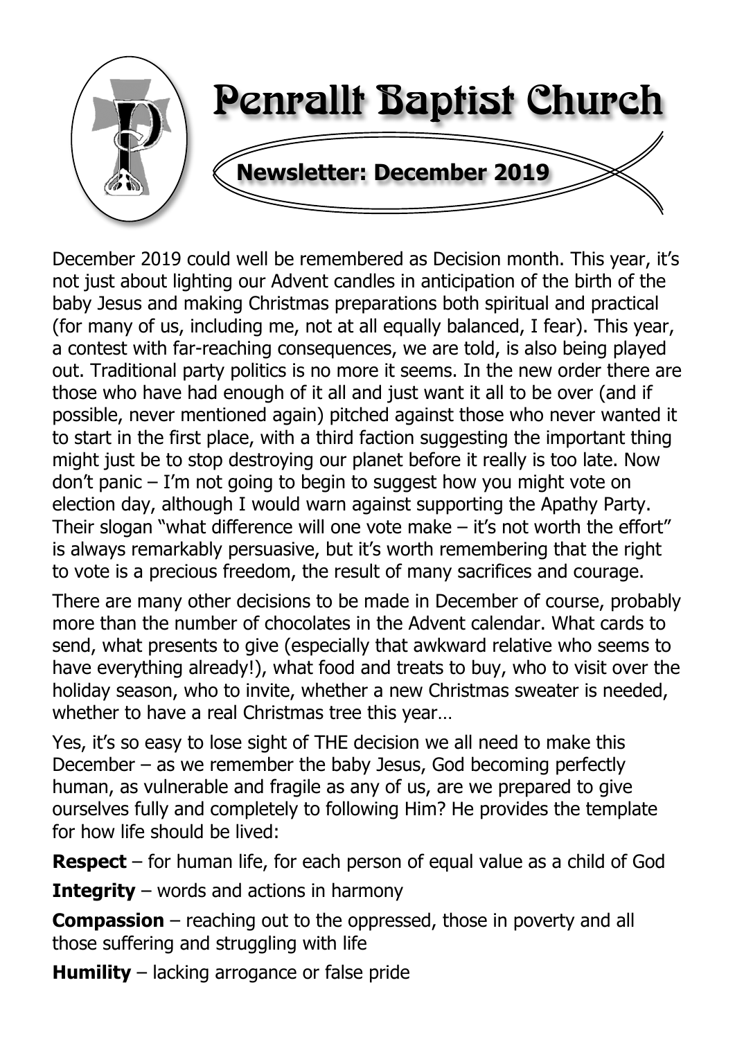# Penrallt Baptist Church

## Newsletter: December 2019

December 2019 could well be remembered as Decision month. This year, it's not just about lighting our Advent candles in anticipation of the birth of the baby Jesus and making Christmas preparations both spiritual and practical (for many of us, including me, not at all equally balanced, I fear). This year, a contest with far-reaching consequences, we are told, is also being played out. Traditional party politics is no more it seems. In the new order there are those who have had enough of it all and just want it all to be over (and if possible, never mentioned again) pitched against those who never wanted it to start in the first place, with a third faction suggesting the important thing might just be to stop destroying our planet before it really is too late. Now don't panic – I'm not going to begin to suggest how you might vote on election day, although I would warn against supporting the Apathy Party. Their slogan "what difference will one vote make – it's not worth the effort" is always remarkably persuasive, but it's worth remembering that the right to vote is a precious freedom, the result of many sacrifices and courage.

There are many other decisions to be made in December of course, probably more than the number of chocolates in the Advent calendar. What cards to send, what presents to give (especially that awkward relative who seems to have everything already!), what food and treats to buy, who to visit over the holiday season, who to invite, whether a new Christmas sweater is needed, whether to have a real Christmas tree this year…

Yes, it's so easy to lose sight of THE decision we all need to make this December – as we remember the baby Jesus, God becoming perfectly human, as vulnerable and fragile as any of us, are we prepared to give ourselves fully and completely to following Him? He provides the template for how life should be lived:

**Respect** – for human life, for each person of equal value as a child of God

**Integrity** – words and actions in harmony

**Compassion** – reaching out to the oppressed, those in poverty and all those suffering and struggling with life

**Humility** – lacking arrogance or false pride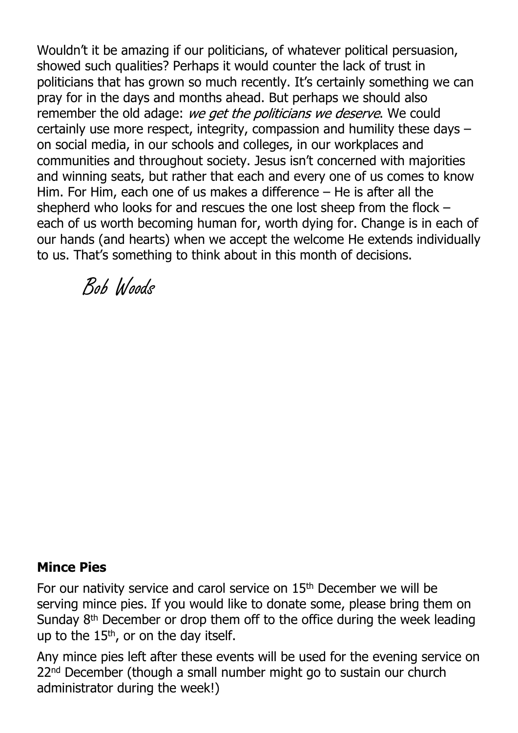Wouldn't it be amazing if our politicians, of whatever political persuasion, showed such qualities? Perhaps it would counter the lack of trust in politicians that has grown so much recently. It's certainly something we can pray for in the days and months ahead. But perhaps we should also remember the old adage: *we get the politicians we deserve*. We could certainly use more respect, integrity, compassion and humility these days – on social media, in our schools and colleges, in our workplaces and communities and throughout society. Jesus isn't concerned with majorities and winning seats, but rather that each and every one of us comes to know Him. For Him, each one of us makes a difference – He is after all the shepherd who looks for and rescues the one lost sheep from the flock – each of us worth becoming human for, worth dying for. Change is in each of our hands (and hearts) when we accept the welcome He extends individually to us. That's something to think about in this month of decisions.

Bob Woods

**Mince Pies**

For our nativity service and carol service on 15th December we will be serving mince pies. If you would like to donate some, please bring them on Sunday 8th December or drop them off to the office during the week leading up to the 15th, or on the day itself.

Any mince pies left after these events will be used for the evening service on 22nd December (though a small number might go to sustain our church administrator during the week!)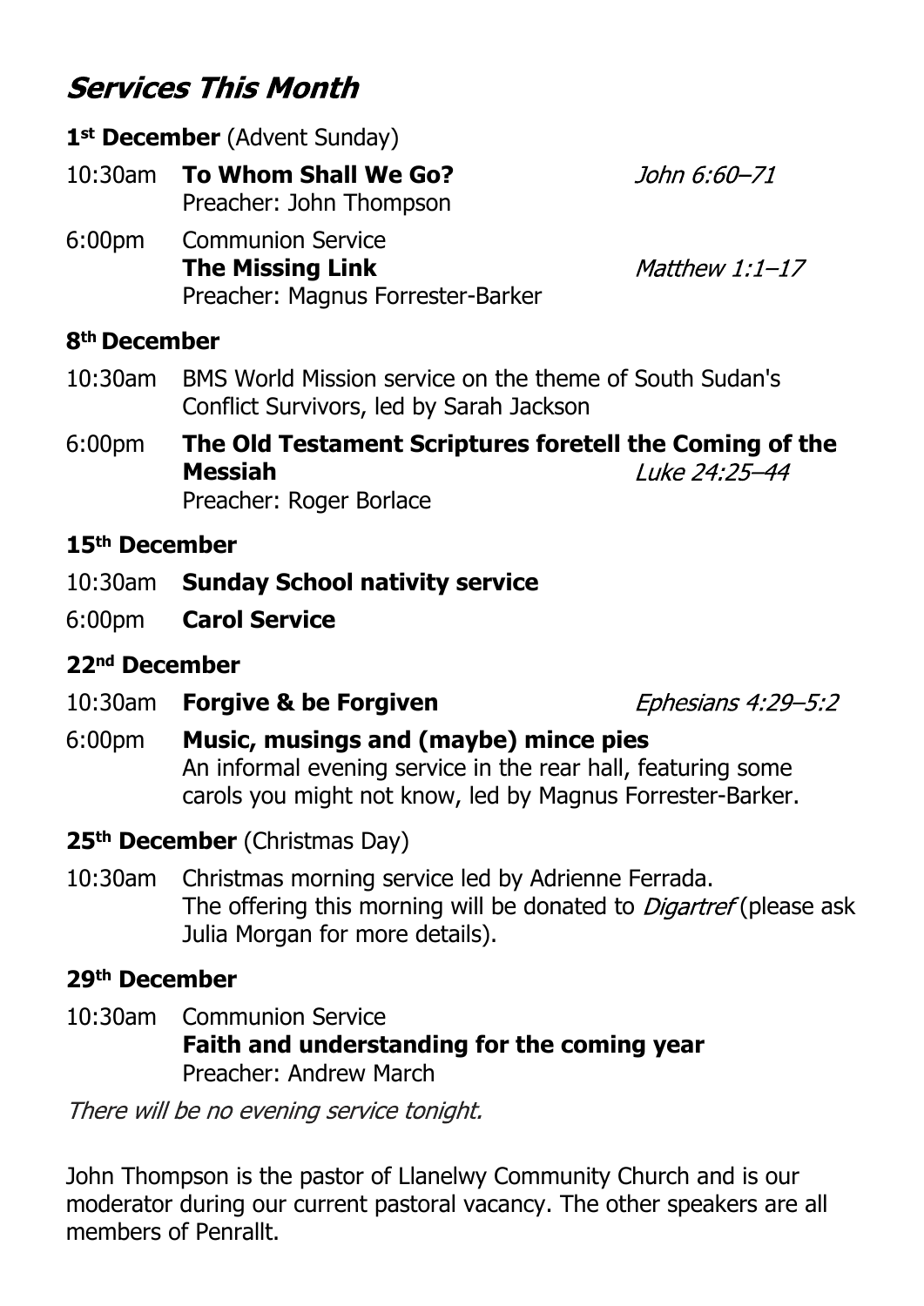# *Services This Month*

**1st December** (Advent Sunday)

10:30am **To Whom Shall We Go?** *John 6:60–71*
Preacher: John Thompson

6:00pm Communion Service
**The Missing Link** *Matthew 1:1–17*
Preacher: Magnus Forrester-Barker

**8th December**

10:30am BMS World Mission service on the theme of South Sudan's Conflict Survivors, led by Sarah Jackson

6:00pm **The Old Testament Scriptures foretell the Coming of the Messiah** *Luke 24:25–44*
Preacher: Roger Borlace

**15th December**

10:30am **Sunday School nativity service**

6:00pm **Carol Service**

**22nd December**

10:30am **Forgive & be Forgiven** *Ephesians 4:29–5:2*

6:00pm **Music, musings and (maybe) mince pies**
An informal evening service in the rear hall, featuring some carols you might not know, led by Magnus Forrester-Barker.

**25th December** (Christmas Day)

10:30am Christmas morning service led by Adrienne Ferrada.
The offering this morning will be donated to *Digartref* (please ask Julia Morgan for more details).

**29th December**

10:30am Communion Service
**Faith and understanding for the coming year**
Preacher: Andrew March

*There will be no evening service tonight.*

John Thompson is the pastor of Llanelwy Community Church and is our moderator during our current pastoral vacancy. The other speakers are all members of Penrallt.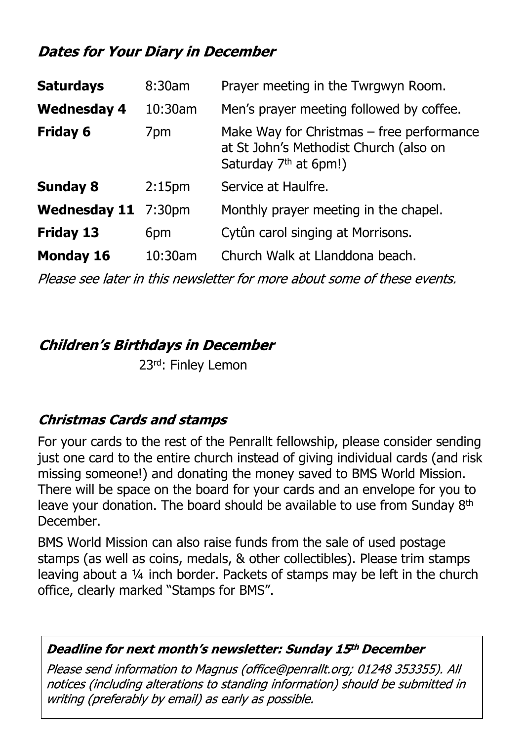## *Dates for Your Diary in December*

| | | |
|---|---|---|
| **Saturdays** | 8:30am | Prayer meeting in the Twrgwyn Room. |
| **Wednesday 4** | 10:30am | Men's prayer meeting followed by coffee. |
| **Friday 6** | 7pm | Make Way for Christmas – free performance at St John's Methodist Church (also on Saturday 7th at 6pm!) |
| **Sunday 8** | 2:15pm | Service at Haulfre. |
| **Wednesday 11** | 7:30pm | Monthly prayer meeting in the chapel. |
| **Friday 13** | 6pm | Cytûn carol singing at Morrisons. |
| **Monday 16** | 10:30am | Church Walk at Llanddona beach. |

*Please see later in this newsletter for more about some of these events.*

## *Children's Birthdays in December*

23rd: Finley Lemon

## *Christmas Cards and stamps*

For your cards to the rest of the Penrallt fellowship, please consider sending just one card to the entire church instead of giving individual cards (and risk missing someone!) and donating the money saved to BMS World Mission. There will be space on the board for your cards and an envelope for you to leave your donation. The board should be available to use from Sunday 8th December.

BMS World Mission can also raise funds from the sale of used postage stamps (as well as coins, medals, & other collectibles). Please trim stamps leaving about a ¼ inch border. Packets of stamps may be left in the church office, clearly marked "Stamps for BMS".

***Deadline for next month's newsletter: Sunday 15th December***

*Please send information to Magnus (office@penrallt.org; 01248 353355). All notices (including alterations to standing information) should be submitted in writing (preferably by email) as early as possible.*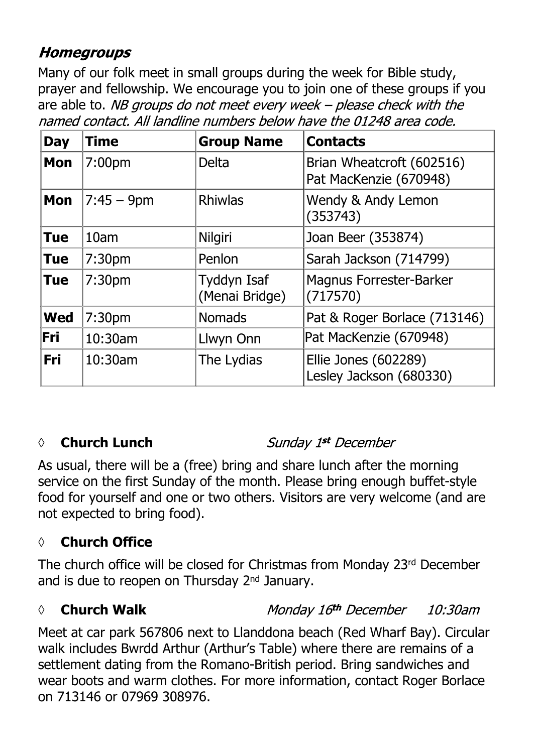## *Homegroups*

Many of our folk meet in small groups during the week for Bible study, prayer and fellowship. We encourage you to join one of these groups if you are able to. *NB groups do not meet every week – please check with the named contact. All landline numbers below have the 01248 area code.*

| Day | Time | Group Name | Contacts |
|---|---|---|---|
| **Mon** | 7:00pm | Delta | Brian Wheatcroft (602516)<br>Pat MacKenzie (670948) |
| **Mon** | 7:45 – 9pm | Rhiwlas | Wendy & Andy Lemon (353743) |
| **Tue** | 10am | Nilgiri | Joan Beer (353874) |
| **Tue** | 7:30pm | Penlon | Sarah Jackson (714799) |
| **Tue** | 7:30pm | Tyddyn Isaf (Menai Bridge) | Magnus Forrester-Barker (717570) |
| **Wed** | 7:30pm | Nomads | Pat & Roger Borlace (713146) |
| **Fri** | 10:30am | Llwyn Onn | Pat MacKenzie (670948) |
| **Fri** | 10:30am | The Lydias | Ellie Jones (602289)<br>Lesley Jackson (680330) |

◊ **Church Lunch** *Sunday 1st December*

As usual, there will be a (free) bring and share lunch after the morning service on the first Sunday of the month. Please bring enough buffet-style food for yourself and one or two others. Visitors are very welcome (and are not expected to bring food).

◊ **Church Office**

The church office will be closed for Christmas from Monday 23rd December and is due to reopen on Thursday 2nd January.

◊ **Church Walk** *Monday 16th December 10:30am*

Meet at car park 567806 next to Llanddona beach (Red Wharf Bay). Circular walk includes Bwrdd Arthur (Arthur's Table) where there are remains of a settlement dating from the Romano-British period. Bring sandwiches and wear boots and warm clothes. For more information, contact Roger Borlace on 713146 or 07969 308976.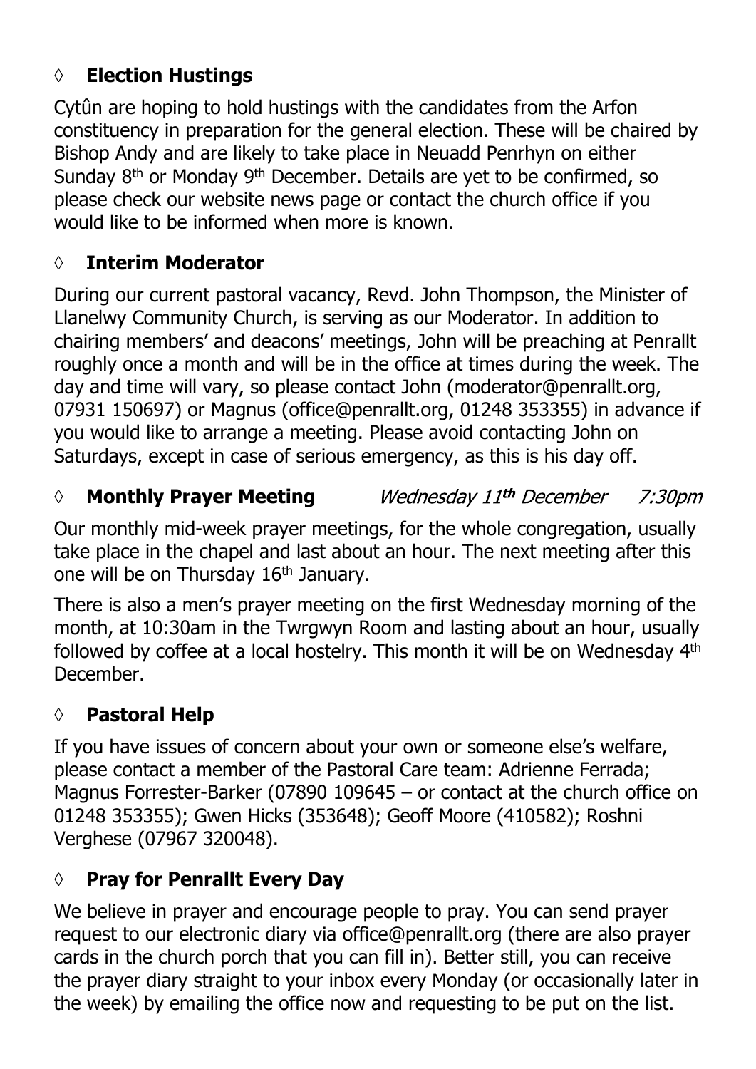## ◊ **Election Hustings**

Cytûn are hoping to hold hustings with the candidates from the Arfon constituency in preparation for the general election. These will be chaired by Bishop Andy and are likely to take place in Neuadd Penrhyn on either Sunday 8th or Monday 9th December. Details are yet to be confirmed, so please check our website news page or contact the church office if you would like to be informed when more is known.

## ◊ **Interim Moderator**

During our current pastoral vacancy, Revd. John Thompson, the Minister of Llanelwy Community Church, is serving as our Moderator. In addition to chairing members' and deacons' meetings, John will be preaching at Penrallt roughly once a month and will be in the office at times during the week. The day and time will vary, so please contact John (moderator@penrallt.org, 07931 150697) or Magnus (office@penrallt.org, 01248 353355) in advance if you would like to arrange a meeting. Please avoid contacting John on Saturdays, except in case of serious emergency, as this is his day off.

## ◊ **Monthly Prayer Meeting** *Wednesday 11th December 7:30pm*

Our monthly mid-week prayer meetings, for the whole congregation, usually take place in the chapel and last about an hour. The next meeting after this one will be on Thursday 16th January.

There is also a men's prayer meeting on the first Wednesday morning of the month, at 10:30am in the Twrgwyn Room and lasting about an hour, usually followed by coffee at a local hostelry. This month it will be on Wednesday 4th December.

## ◊ **Pastoral Help**

If you have issues of concern about your own or someone else's welfare, please contact a member of the Pastoral Care team: Adrienne Ferrada; Magnus Forrester-Barker (07890 109645 – or contact at the church office on 01248 353355); Gwen Hicks (353648); Geoff Moore (410582); Roshni Verghese (07967 320048).

## ◊ **Pray for Penrallt Every Day**

We believe in prayer and encourage people to pray. You can send prayer request to our electronic diary via office@penrallt.org (there are also prayer cards in the church porch that you can fill in). Better still, you can receive the prayer diary straight to your inbox every Monday (or occasionally later in the week) by emailing the office now and requesting to be put on the list.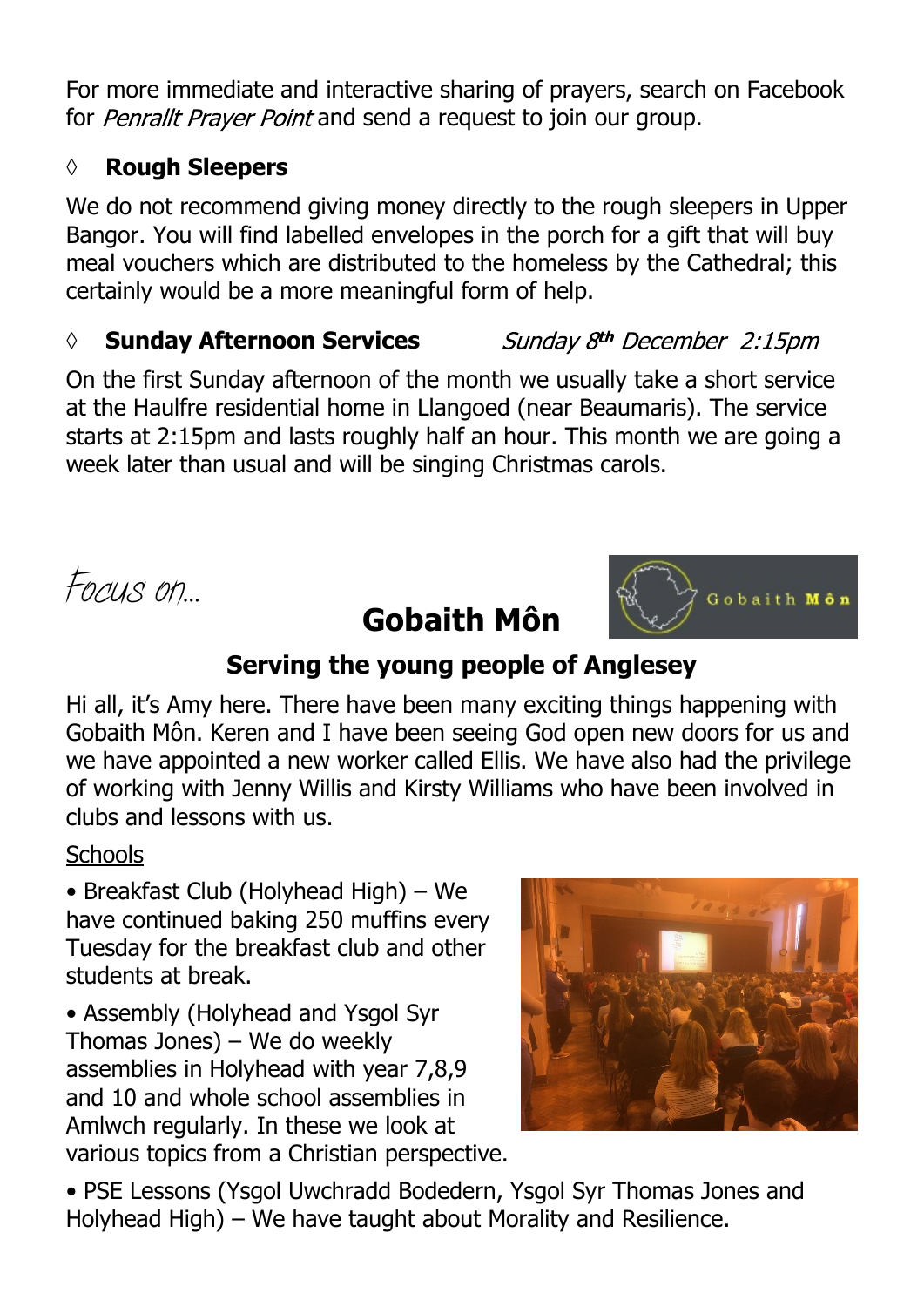For more immediate and interactive sharing of prayers, search on Facebook for *Penrallt Prayer Point* and send a request to join our group.

◊ **Rough Sleepers**

We do not recommend giving money directly to the rough sleepers in Upper Bangor. You will find labelled envelopes in the porch for a gift that will buy meal vouchers which are distributed to the homeless by the Cathedral; this certainly would be a more meaningful form of help.

◊ **Sunday Afternoon Services** *Sunday 8th December 2:15pm*

On the first Sunday afternoon of the month we usually take a short service at the Haulfre residential home in Llangoed (near Beaumaris). The service starts at 2:15pm and lasts roughly half an hour. This month we are going a week later than usual and will be singing Christmas carols.

*Focus on...*

# Gobaith Môn

## Serving the young people of Anglesey

Hi all, it's Amy here. There have been many exciting things happening with Gobaith Môn. Keren and I have been seeing God open new doors for us and we have appointed a new worker called Ellis. We have also had the privilege of working with Jenny Willis and Kirsty Williams who have been involved in clubs and lessons with us.

Schools

• Breakfast Club (Holyhead High) – We have continued baking 250 muffins every Tuesday for the breakfast club and other students at break.

• Assembly (Holyhead and Ysgol Syr Thomas Jones) – We do weekly assemblies in Holyhead with year 7,8,9 and 10 and whole school assemblies in Amlwch regularly. In these we look at various topics from a Christian perspective.

• PSE Lessons (Ysgol Uwchradd Bodedern, Ysgol Syr Thomas Jones and Holyhead High) – We have taught about Morality and Resilience.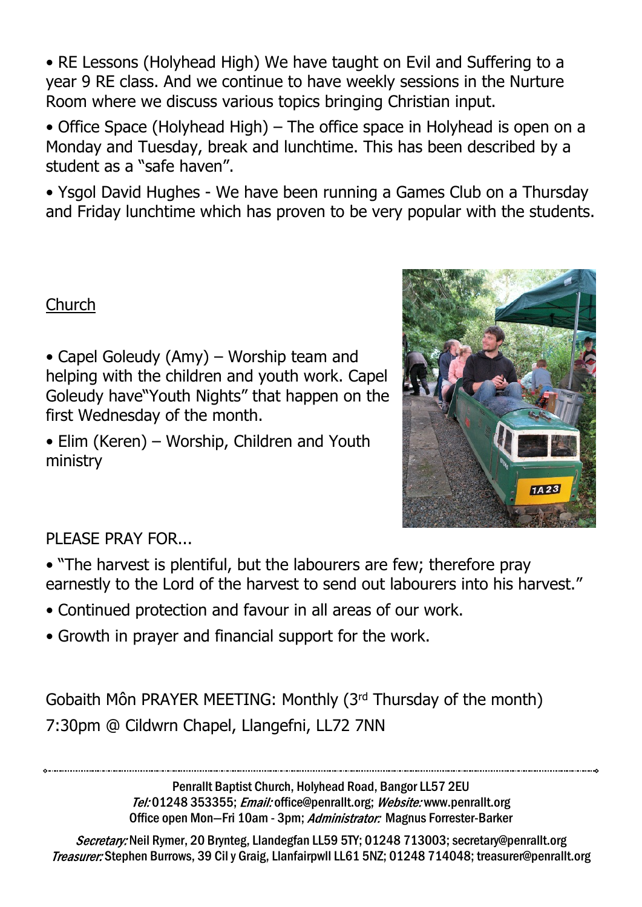• RE Lessons (Holyhead High) We have taught on Evil and Suffering to a year 9 RE class. And we continue to have weekly sessions in the Nurture Room where we discuss various topics bringing Christian input.

• Office Space (Holyhead High) – The office space in Holyhead is open on a Monday and Tuesday, break and lunchtime. This has been described by a student as a "safe haven".

• Ysgol David Hughes - We have been running a Games Club on a Thursday and Friday lunchtime which has proven to be very popular with the students.

## Church

• Capel Goleudy (Amy) – Worship team and helping with the children and youth work. Capel Goleudy have"Youth Nights" that happen on the first Wednesday of the month.

• Elim (Keren) – Worship, Children and Youth ministry

PLEASE PRAY FOR...

• "The harvest is plentiful, but the labourers are few; therefore pray earnestly to the Lord of the harvest to send out labourers into his harvest."

• Continued protection and favour in all areas of our work.

• Growth in prayer and financial support for the work.

Gobaith Môn PRAYER MEETING: Monthly (3rd Thursday of the month)
7:30pm @ Cildwrn Chapel, Llangefni, LL72 7NN

---

Penrallt Baptist Church, Holyhead Road, Bangor LL57 2EU
*Tel:* 01248 353355; *Email:* office@penrallt.org; *Website:* www.penrallt.org
Office open Mon–Fri 10am - 3pm; *Administrator:* Magnus Forrester-Barker

*Secretary:* Neil Rymer, 20 Brynteg, Llandegfan LL59 5TY; 01248 713003; secretary@penrallt.org
*Treasurer:* Stephen Burrows, 39 Cil y Graig, Llanfairpwll LL61 5NZ; 01248 714048; treasurer@penrallt.org